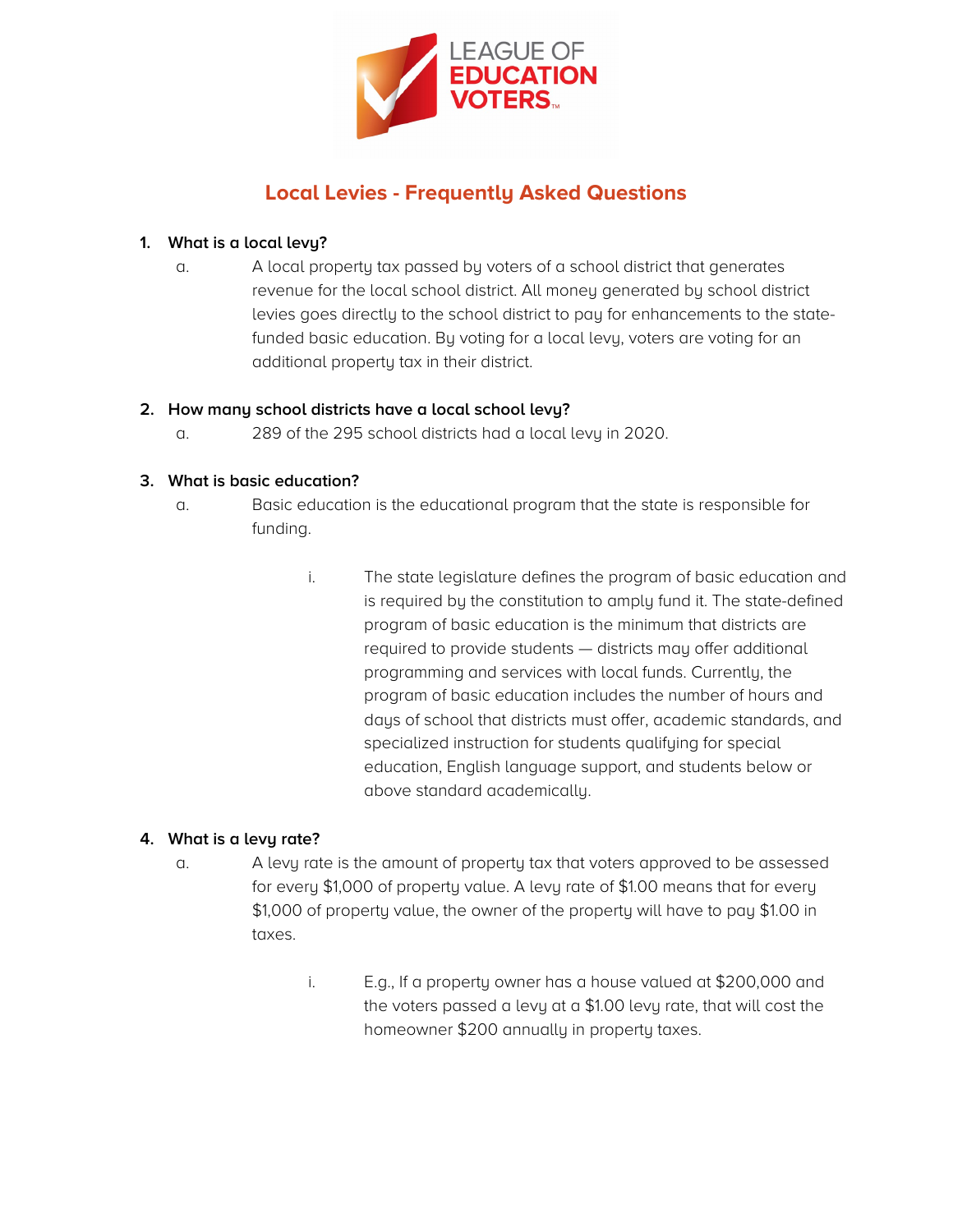LEAGUE OF EDUCATION VOTERS

# Local Levies - Frequently Asked Questions

1. **What is a local levy?**
   a. A local property tax passed by voters of a school district that generates revenue for the local school district. All money generated by school district levies goes directly to the school district to pay for enhancements to the state-funded basic education. By voting for a local levy, voters are voting for an additional property tax in their district.

2. **How many school districts have a local school levy?**
   a. 289 of the 295 school districts had a local levy in 2020.

3. **What is basic education?**
   a. Basic education is the educational program that the state is responsible for funding.
      i. The state legislature defines the program of basic education and is required by the constitution to amply fund it. The state-defined program of basic education is the minimum that districts are required to provide students — districts may offer additional programming and services with local funds. Currently, the program of basic education includes the number of hours and days of school that districts must offer, academic standards, and specialized instruction for students qualifying for special education, English language support, and students below or above standard academically.

4. **What is a levy rate?**
   a. A levy rate is the amount of property tax that voters approved to be assessed for every $1,000 of property value. A levy rate of $1.00 means that for every $1,000 of property value, the owner of the property will have to pay $1.00 in taxes.
      i. E.g., If a property owner has a house valued at $200,000 and the voters passed a levy at a $1.00 levy rate, that will cost the homeowner $200 annually in property taxes.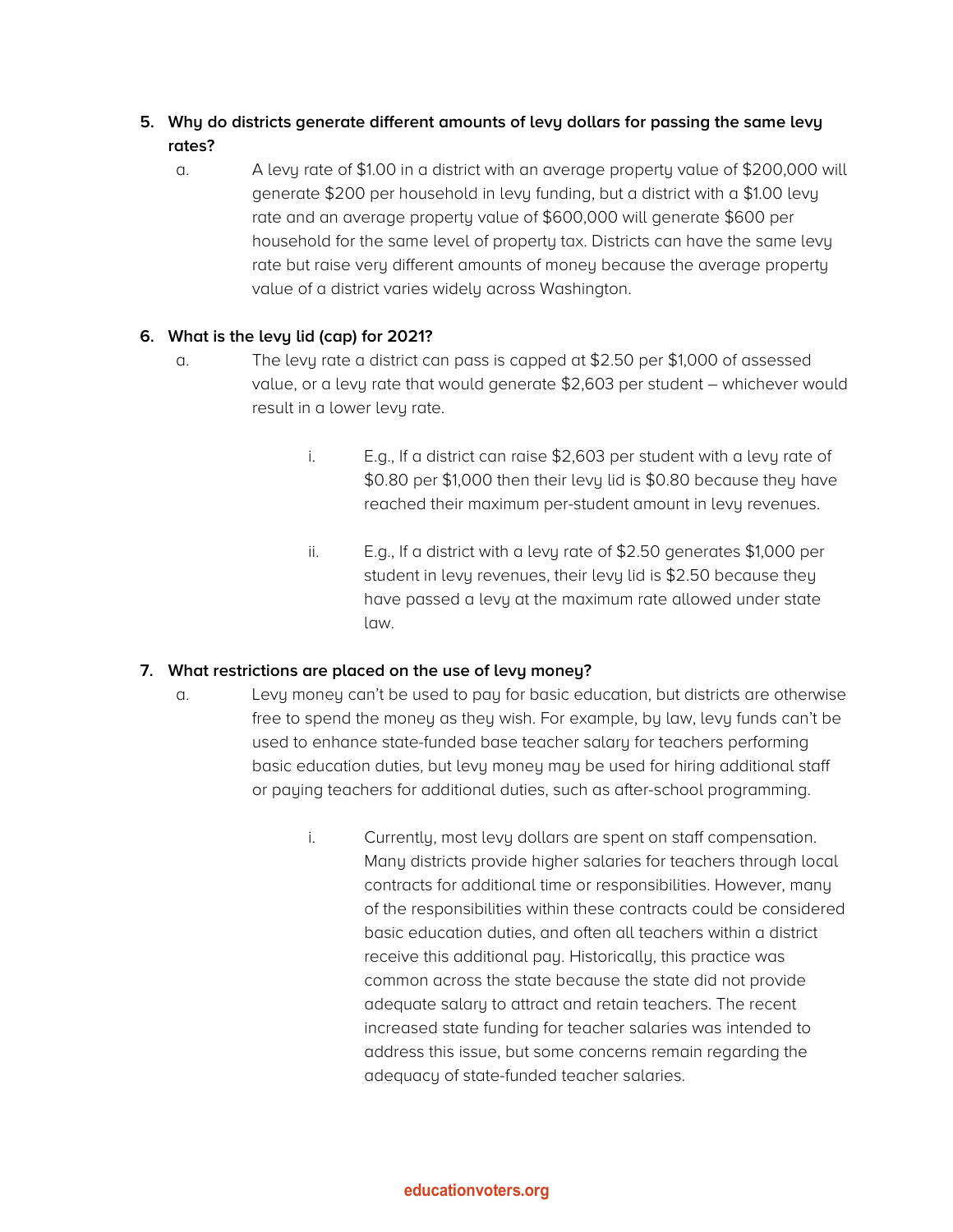5. **Why do districts generate different amounts of levy dollars for passing the same levy rates?**
    a. A levy rate of $1.00 in a district with an average property value of $200,000 will generate $200 per household in levy funding, but a district with a $1.00 levy rate and an average property value of $600,000 will generate $600 per household for the same level of property tax. Districts can have the same levy rate but raise very different amounts of money because the average property value of a district varies widely across Washington.

6. **What is the levy lid (cap) for 2021?**
    a. The levy rate a district can pass is capped at $2.50 per $1,000 of assessed value, or a levy rate that would generate $2,603 per student – whichever would result in a lower levy rate.

        i. E.g., If a district can raise $2,603 per student with a levy rate of $0.80 per $1,000 then their levy lid is $0.80 because they have reached their maximum per-student amount in levy revenues.

        ii. E.g., If a district with a levy rate of $2.50 generates $1,000 per student in levy revenues, their levy lid is $2.50 because they have passed a levy at the maximum rate allowed under state law.

7. **What restrictions are placed on the use of levy money?**
    a. Levy money can't be used to pay for basic education, but districts are otherwise free to spend the money as they wish. For example, by law, levy funds can't be used to enhance state-funded base teacher salary for teachers performing basic education duties, but levy money may be used for hiring additional staff or paying teachers for additional duties, such as after-school programming.

        i. Currently, most levy dollars are spent on staff compensation. Many districts provide higher salaries for teachers through local contracts for additional time or responsibilities. However, many of the responsibilities within these contracts could be considered basic education duties, and often all teachers within a district receive this additional pay. Historically, this practice was common across the state because the state did not provide adequate salary to attract and retain teachers. The recent increased state funding for teacher salaries was intended to address this issue, but some concerns remain regarding the adequacy of state-funded teacher salaries.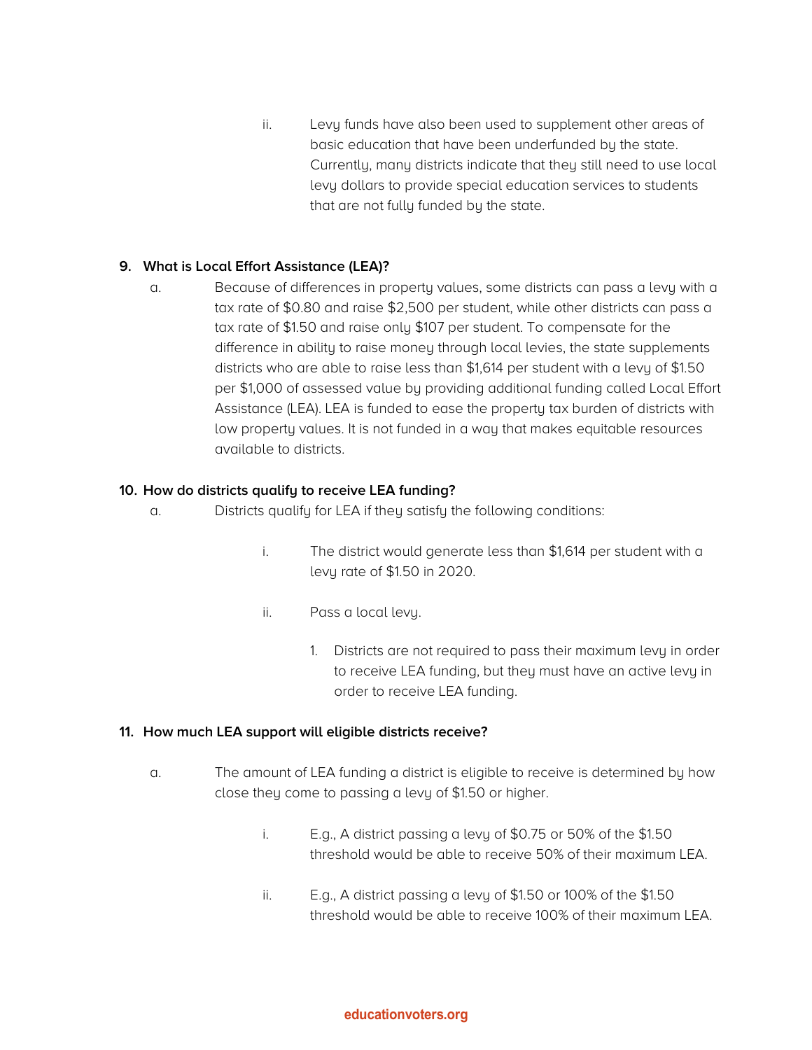ii. Levy funds have also been used to supplement other areas of basic education that have been underfunded by the state. Currently, many districts indicate that they still need to use local levy dollars to provide special education services to students that are not fully funded by the state.

**9. What is Local Effort Assistance (LEA)?**

   a. Because of differences in property values, some districts can pass a levy with a tax rate of $0.80 and raise $2,500 per student, while other districts can pass a tax rate of $1.50 and raise only $107 per student. To compensate for the difference in ability to raise money through local levies, the state supplements districts who are able to raise less than $1,614 per student with a levy of $1.50 per $1,000 of assessed value by providing additional funding called Local Effort Assistance (LEA). LEA is funded to ease the property tax burden of districts with low property values. It is not funded in a way that makes equitable resources available to districts.

**10. How do districts qualify to receive LEA funding?**

   a. Districts qualify for LEA if they satisfy the following conditions:

      i. The district would generate less than $1,614 per student with a levy rate of $1.50 in 2020.

      ii. Pass a local levy.

         1. Districts are not required to pass their maximum levy in order to receive LEA funding, but they must have an active levy in order to receive LEA funding.

**11. How much LEA support will eligible districts receive?**

   a. The amount of LEA funding a district is eligible to receive is determined by how close they come to passing a levy of $1.50 or higher.

      i. E.g., A district passing a levy of $0.75 or 50% of the $1.50 threshold would be able to receive 50% of their maximum LEA.

      ii. E.g., A district passing a levy of $1.50 or 100% of the $1.50 threshold would be able to receive 100% of their maximum LEA.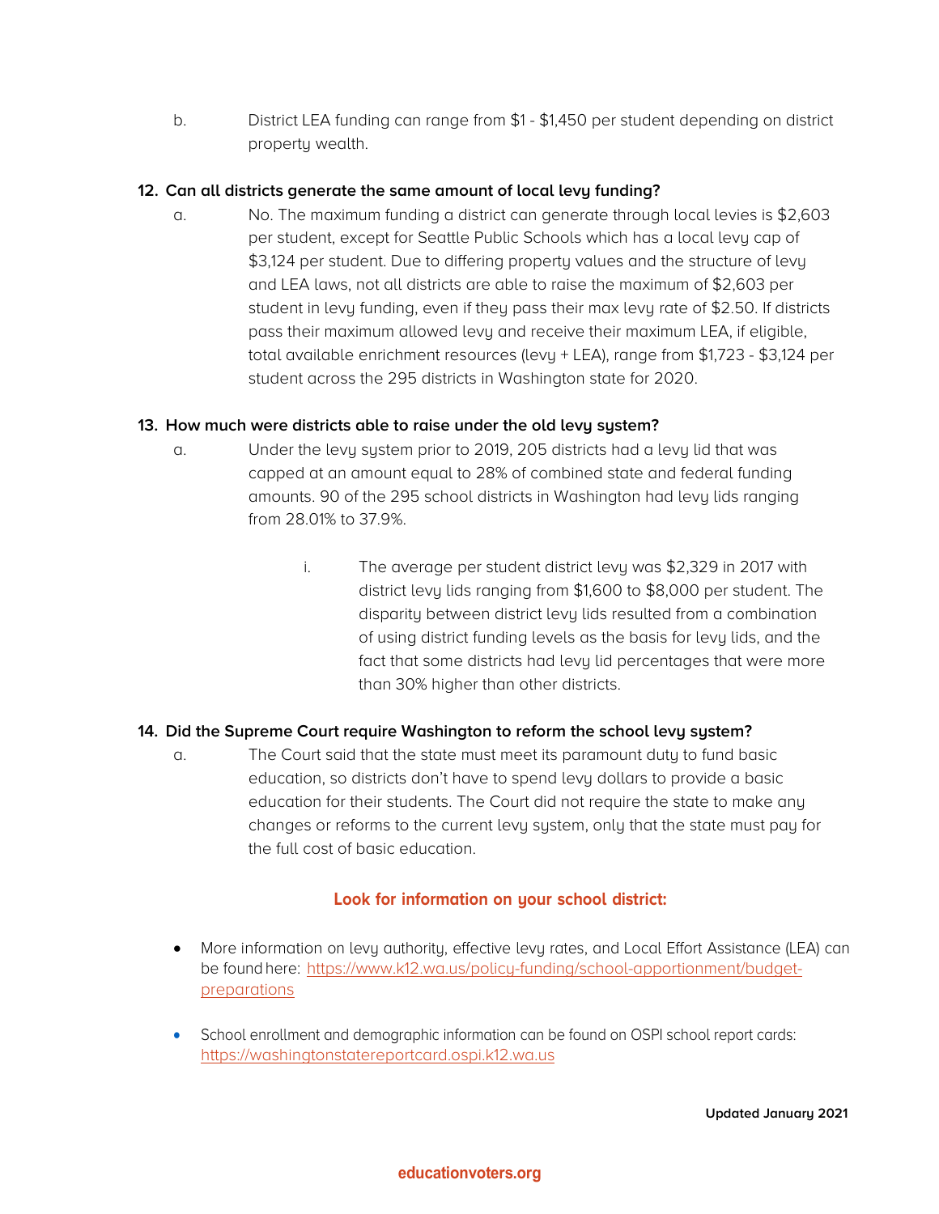b. District LEA funding can range from $1 - $1,450 per student depending on district property wealth.

**12. Can all districts generate the same amount of local levy funding?**

a. No. The maximum funding a district can generate through local levies is $2,603 per student, except for Seattle Public Schools which has a local levy cap of $3,124 per student. Due to differing property values and the structure of levy and LEA laws, not all districts are able to raise the maximum of $2,603 per student in levy funding, even if they pass their max levy rate of $2.50. If districts pass their maximum allowed levy and receive their maximum LEA, if eligible, total available enrichment resources (levy + LEA), range from $1,723 - $3,124 per student across the 295 districts in Washington state for 2020.

**13. How much were districts able to raise under the old levy system?**

a. Under the levy system prior to 2019, 205 districts had a levy lid that was capped at an amount equal to 28% of combined state and federal funding amounts. 90 of the 295 school districts in Washington had levy lids ranging from 28.01% to 37.9%.

   i. The average per student district levy was $2,329 in 2017 with district levy lids ranging from $1,600 to $8,000 per student. The disparity between district levy lids resulted from a combination of using district funding levels as the basis for levy lids, and the fact that some districts had levy lid percentages that were more than 30% higher than other districts.

**14. Did the Supreme Court require Washington to reform the school levy system?**

a. The Court said that the state must meet its paramount duty to fund basic education, so districts don't have to spend levy dollars to provide a basic education for their students. The Court did not require the state to make any changes or reforms to the current levy system, only that the state must pay for the full cost of basic education.

## Look for information on your school district:

- More information on levy authority, effective levy rates, and Local Effort Assistance (LEA) can be found here: https://www.k12.wa.us/policy-funding/school-apportionment/budget-preparations
- School enrollment and demographic information can be found on OSPI school report cards: https://washingtonstatereportcard.ospi.k12.wa.us

**Updated January 2021**

educationvoters.org